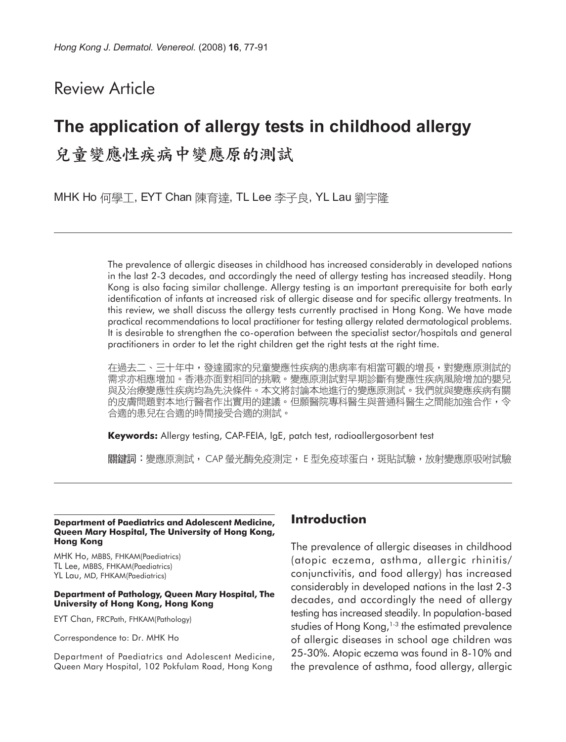Review Article

# The application of allergy tests in childhood allergy

# 兒童變應性疾病中變應原的測試

MHK Ho 何學工, EYT Chan 陳育達, TL Lee 李子良, YL Lau 劉宇隆

The prevalence of allergic diseases in childhood has increased considerably in developed nations in the last 2-3 decades, and accordingly the need of allergy testing has increased steadily. Hong Kong is also facing similar challenge. Allergy testing is an important prerequisite for both early identification of infants at increased risk of allergic disease and for specific allergy treatments. In this review, we shall discuss the allergy tests currently practised in Hong Kong. We have made practical recommendations to local practitioner for testing allergy related dermatological problems. It is desirable to strengthen the co-operation between the specialist sector/hospitals and general practitioners in order to let the right children get the right tests at the right time.

在過去二、三十年中，發達國家的兒童變應性疾病的患病率有相當可觀的增長，對變應原測試的需求亦相應增加。香港亦面對相同的挑戰。變應原測試對早期診斷有變應性疾病風險增加的嬰兒與及治療變應性疾病均為先決條件。本文將討論本地進行的變應原測試。我們就與變應疾病有關的皮膚問題對本地行醫者作出實用的建議。但願醫院專科醫生與普通科醫生之間能加強合作，令合適的患兒在合適的時間接受合適的測試。

**Keywords:** Allergy testing, CAP-FEIA, IgE, patch test, radioallergosorbent test

**關鍵詞**：變應原測試， CAP 螢光酶免疫測定， E 型免疫球蛋白，斑貼試驗，放射變應原吸附試驗

**Department of Paediatrics and Adolescent Medicine, Queen Mary Hospital, The University of Hong Kong, Hong Kong**

MHK Ho, MBBS, FHKAM(Paediatrics)
TL Lee, MBBS, FHKAM(Paediatrics)
YL Lau, MD, FHKAM(Paediatrics)

**Department of Pathology, Queen Mary Hospital, The University of Hong Kong, Hong Kong**

EYT Chan, FRCPath, FHKAM(Pathology)

Correspondence to: Dr. MHK Ho

Department of Paediatrics and Adolescent Medicine, Queen Mary Hospital, 102 Pokfulam Road, Hong Kong

## Introduction

The prevalence of allergic diseases in childhood (atopic eczema, asthma, allergic rhinitis/conjunctivitis, and food allergy) has increased considerably in developed nations in the last 2-3 decades, and accordingly the need of allergy testing has increased steadily. In population-based studies of Hong Kong,[1-3] the estimated prevalence of allergic diseases in school age children was 25-30%. Atopic eczema was found in 8-10% and the prevalence of asthma, food allergy, allergic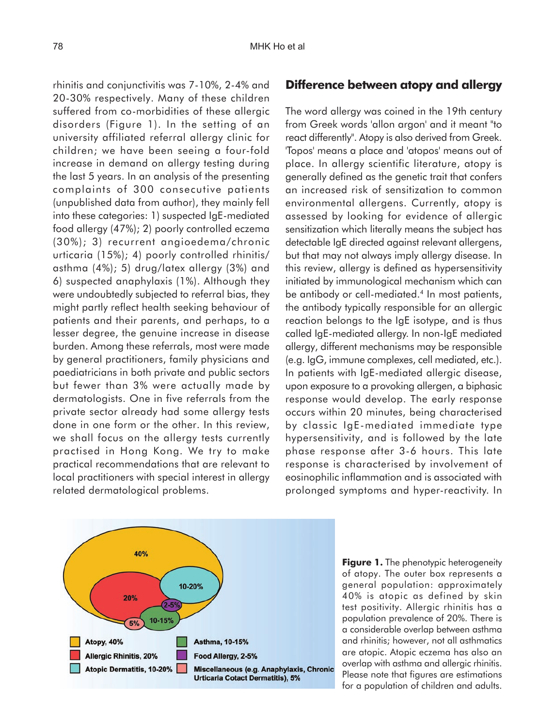rhinitis and conjunctivitis was 7-10%, 2-4% and 20-30% respectively. Many of these children suffered from co-morbidities of these allergic disorders (Figure 1). In the setting of an university affiliated referral allergy clinic for children; we have been seeing a four-fold increase in demand on allergy testing during the last 5 years. In an analysis of the presenting complaints of 300 consecutive patients (unpublished data from author), they mainly fell into these categories: 1) suspected IgE-mediated food allergy (47%); 2) poorly controlled eczema (30%); 3) recurrent angioedema/chronic urticaria (15%); 4) poorly controlled rhinitis/asthma (4%); 5) drug/latex allergy (3%) and 6) suspected anaphylaxis (1%). Although they were undoubtedly subjected to referral bias, they might partly reflect health seeking behaviour of patients and their parents, and perhaps, to a lesser degree, the genuine increase in disease burden. Among these referrals, most were made by general practitioners, family physicians and paediatricians in both private and public sectors but fewer than 3% were actually made by dermatologists. One in five referrals from the private sector already had some allergy tests done in one form or the other. In this review, we shall focus on the allergy tests currently practised in Hong Kong. We try to make practical recommendations that are relevant to local practitioners with special interest in allergy related dermatological problems.

## Difference between atopy and allergy

The word allergy was coined in the 19th century from Greek words 'allon argon' and it meant "to react differently". Atopy is also derived from Greek. 'Topos' means a place and 'atopos' means out of place. In allergy scientific literature, atopy is generally defined as the genetic trait that confers an increased risk of sensitization to common environmental allergens. Currently, atopy is assessed by looking for evidence of allergic sensitization which literally means the subject has detectable IgE directed against relevant allergens, but that may not always imply allergy disease. In this review, allergy is defined as hypersensitivity initiated by immunological mechanism which can be antibody or cell-mediated.[4] In most patients, the antibody typically responsible for an allergic reaction belongs to the IgE isotype, and is thus called IgE-mediated allergy. In non-IgE mediated allergy, different mechanisms may be responsible (e.g. IgG, immune complexes, cell mediated, etc.). In patients with IgE-mediated allergic disease, upon exposure to a provoking allergen, a biphasic response would develop. The early response occurs within 20 minutes, being characterised by classic IgE-mediated immediate type hypersensitivity, and is followed by the late phase response after 3-6 hours. This late response is characterised by involvement of eosinophilic inflammation and is associated with prolonged symptoms and hyper-reactivity. In

40%

10-20%

20%

2-5%

5%

10-15%

Atopy, 40%

Allergic Rhinitis, 20%

Atopic Dermatitis, 10-20%

Asthma, 10-15%

Food Allergy, 2-5%

Miscellaneous (e.g. Anaphylaxis, Chronic Urticaria Cotact Dermatitis), 5%

**Figure 1.** The phenotypic heterogeneity of atopy. The outer box represents a general population: approximately 40% is atopic as defined by skin test positivity. Allergic rhinitis has a population prevalence of 20%. There is a considerable overlap between asthma and rhinitis; however, not all asthmatics are atopic. Atopic eczema has also an overlap with asthma and allergic rhinitis. Please note that figures are estimations for a population of children and adults.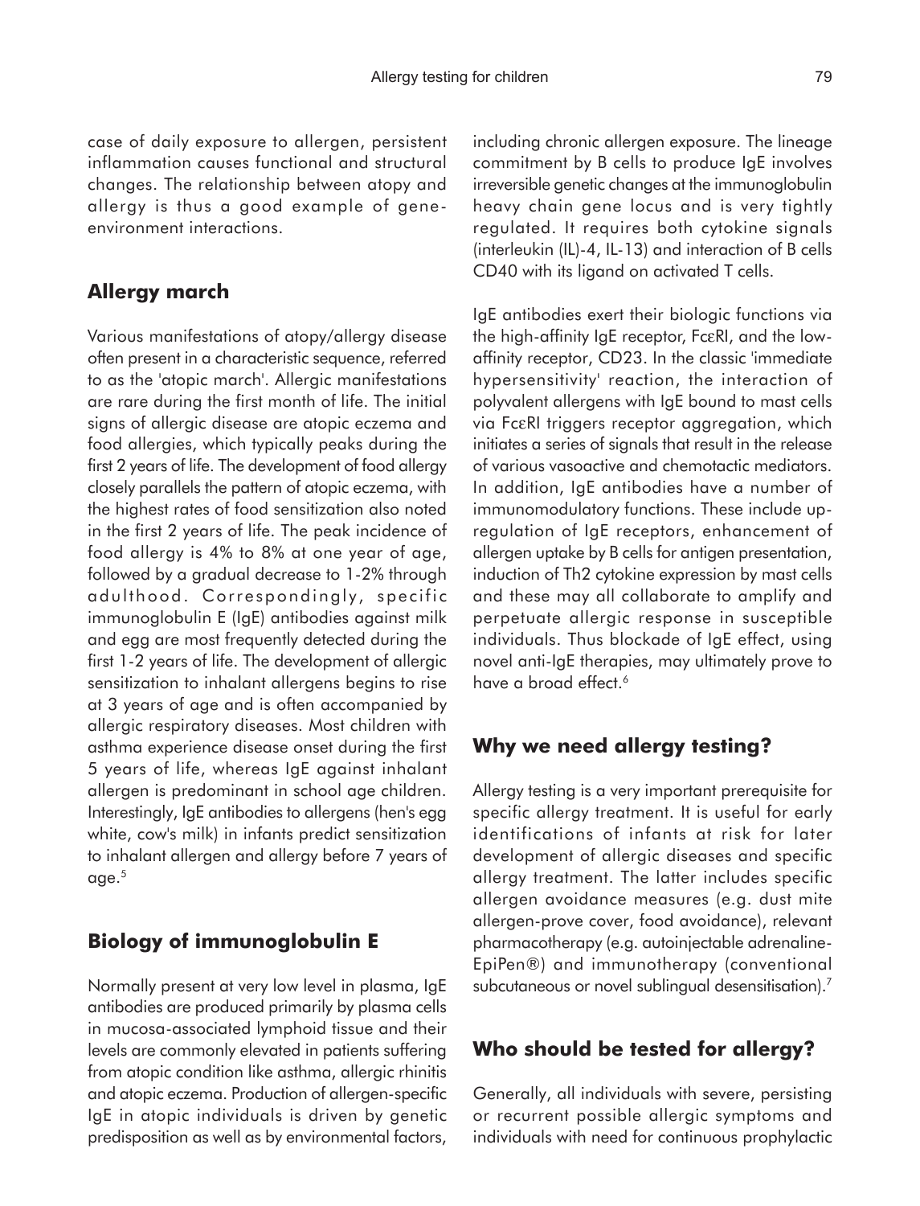case of daily exposure to allergen, persistent inflammation causes functional and structural changes. The relationship between atopy and allergy is thus a good example of gene-environment interactions.

## Allergy march

Various manifestations of atopy/allergy disease often present in a characteristic sequence, referred to as the 'atopic march'. Allergic manifestations are rare during the first month of life. The initial signs of allergic disease are atopic eczema and food allergies, which typically peaks during the first 2 years of life. The development of food allergy closely parallels the pattern of atopic eczema, with the highest rates of food sensitization also noted in the first 2 years of life. The peak incidence of food allergy is 4% to 8% at one year of age, followed by a gradual decrease to 1-2% through adulthood. Correspondingly, specific immunoglobulin E (IgE) antibodies against milk and egg are most frequently detected during the first 1-2 years of life. The development of allergic sensitization to inhalant allergens begins to rise at 3 years of age and is often accompanied by allergic respiratory diseases. Most children with asthma experience disease onset during the first 5 years of life, whereas IgE against inhalant allergen is predominant in school age children. Interestingly, IgE antibodies to allergens (hen's egg white, cow's milk) in infants predict sensitization to inhalant allergen and allergy before 7 years of age.[5]

## Biology of immunoglobulin E

Normally present at very low level in plasma, IgE antibodies are produced primarily by plasma cells in mucosa-associated lymphoid tissue and their levels are commonly elevated in patients suffering from atopic condition like asthma, allergic rhinitis and atopic eczema. Production of allergen-specific IgE in atopic individuals is driven by genetic predisposition as well as by environmental factors, including chronic allergen exposure. The lineage commitment by B cells to produce IgE involves irreversible genetic changes at the immunoglobulin heavy chain gene locus and is very tightly regulated. It requires both cytokine signals (interleukin (IL)-4, IL-13) and interaction of B cells CD40 with its ligand on activated T cells.

IgE antibodies exert their biologic functions via the high-affinity IgE receptor, FcεRI, and the low-affinity receptor, CD23. In the classic 'immediate hypersensitivity' reaction, the interaction of polyvalent allergens with IgE bound to mast cells via FcεRI triggers receptor aggregation, which initiates a series of signals that result in the release of various vasoactive and chemotactic mediators. In addition, IgE antibodies have a number of immunomodulatory functions. These include up-regulation of IgE receptors, enhancement of allergen uptake by B cells for antigen presentation, induction of Th2 cytokine expression by mast cells and these may all collaborate to amplify and perpetuate allergic response in susceptible individuals. Thus blockade of IgE effect, using novel anti-IgE therapies, may ultimately prove to have a broad effect.[6]

## Why we need allergy testing?

Allergy testing is a very important prerequisite for specific allergy treatment. It is useful for early identifications of infants at risk for later development of allergic diseases and specific allergy treatment. The latter includes specific allergen avoidance measures (e.g. dust mite allergen-prove cover, food avoidance), relevant pharmacotherapy (e.g. autoinjectable adrenaline-EpiPen®) and immunotherapy (conventional subcutaneous or novel sublingual desensitisation).[7]

## Who should be tested for allergy?

Generally, all individuals with severe, persisting or recurrent possible allergic symptoms and individuals with need for continuous prophylactic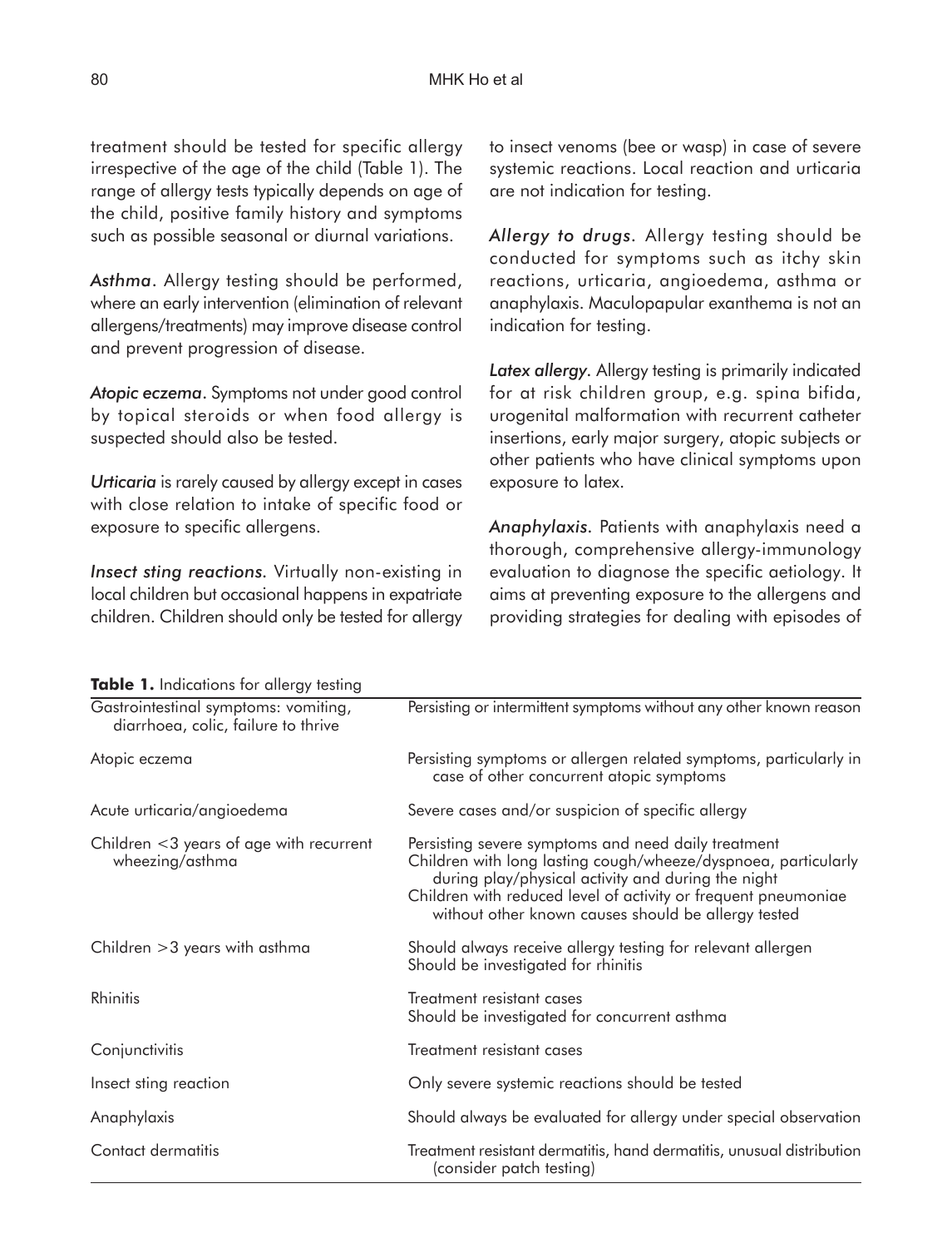treatment should be tested for specific allergy irrespective of the age of the child (Table 1). The range of allergy tests typically depends on age of the child, positive family history and symptoms such as possible seasonal or diurnal variations.

*Asthma*. Allergy testing should be performed, where an early intervention (elimination of relevant allergens/treatments) may improve disease control and prevent progression of disease.

*Atopic eczema*. Symptoms not under good control by topical steroids or when food allergy is suspected should also be tested.

*Urticaria* is rarely caused by allergy except in cases with close relation to intake of specific food or exposure to specific allergens.

*Insect sting reactions*. Virtually non-existing in local children but occasional happens in expatriate children. Children should only be tested for allergy to insect venoms (bee or wasp) in case of severe systemic reactions. Local reaction and urticaria are not indication for testing.

*Allergy to drugs*. Allergy testing should be conducted for symptoms such as itchy skin reactions, urticaria, angioedema, asthma or anaphylaxis. Maculopapular exanthema is not an indication for testing.

*Latex allergy*. Allergy testing is primarily indicated for at risk children group, e.g. spina bifida, urogenital malformation with recurrent catheter insertions, early major surgery, atopic subjects or other patients who have clinical symptoms upon exposure to latex.

*Anaphylaxis*. Patients with anaphylaxis need a thorough, comprehensive allergy-immunology evaluation to diagnose the specific aetiology. It aims at preventing exposure to the allergens and providing strategies for dealing with episodes of

**Table 1.** Indications for allergy testing

| | |
|---|---|
| Gastrointestinal symptoms: vomiting, diarrhoea, colic, failure to thrive | Persisting or intermittent symptoms without any other known reason |
| Atopic eczema | Persisting symptoms or allergen related symptoms, particularly in case of other concurrent atopic symptoms |
| Acute urticaria/angioedema | Severe cases and/or suspicion of specific allergy |
| Children <3 years of age with recurrent wheezing/asthma | Persisting severe symptoms and need daily treatment<br>Children with long lasting cough/wheeze/dyspnoea, particularly during play/physical activity and during the night<br>Children with reduced level of activity or frequent pneumoniae without other known causes should be allergy tested |
| Children >3 years with asthma | Should always receive allergy testing for relevant allergen<br>Should be investigated for rhinitis |
| Rhinitis | Treatment resistant cases<br>Should be investigated for concurrent asthma |
| Conjunctivitis | Treatment resistant cases |
| Insect sting reaction | Only severe systemic reactions should be tested |
| Anaphylaxis | Should always be evaluated for allergy under special observation |
| Contact dermatitis | Treatment resistant dermatitis, hand dermatitis, unusual distribution (consider patch testing) |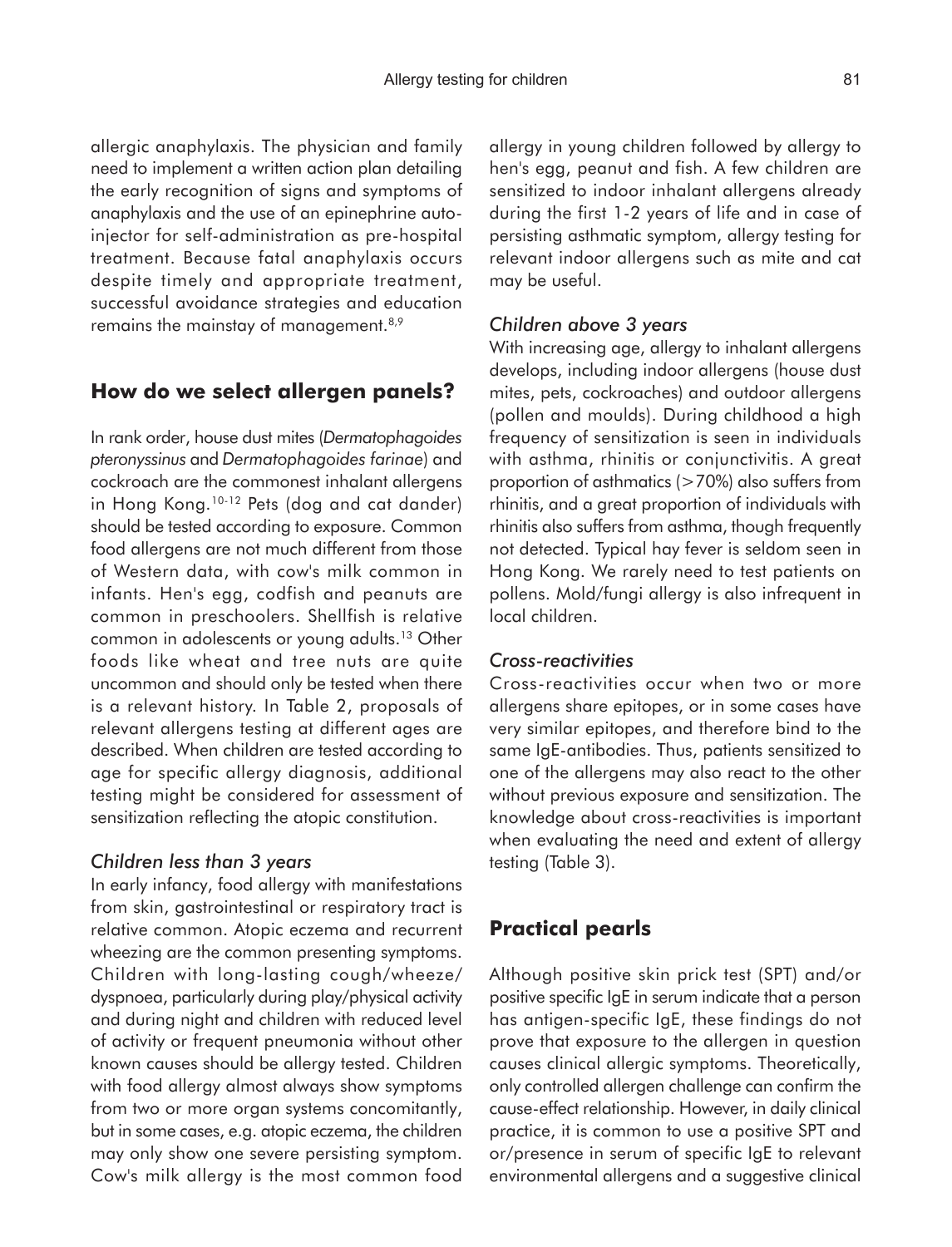allergic anaphylaxis. The physician and family need to implement a written action plan detailing the early recognition of signs and symptoms of anaphylaxis and the use of an epinephrine auto-injector for self-administration as pre-hospital treatment. Because fatal anaphylaxis occurs despite timely and appropriate treatment, successful avoidance strategies and education remains the mainstay of management.[8,9]

## How do we select allergen panels?

In rank order, house dust mites (*Dermatophagoides pteronyssinus* and *Dermatophagoides farinae*) and cockroach are the commonest inhalant allergens in Hong Kong.[10-12] Pets (dog and cat dander) should be tested according to exposure. Common food allergens are not much different from those of Western data, with cow's milk common in infants. Hen's egg, codfish and peanuts are common in preschoolers. Shellfish is relative common in adolescents or young adults.[13] Other foods like wheat and tree nuts are quite uncommon and should only be tested when there is a relevant history. In Table 2, proposals of relevant allergens testing at different ages are described. When children are tested according to age for specific allergy diagnosis, additional testing might be considered for assessment of sensitization reflecting the atopic constitution.

### *Children less than 3 years*

In early infancy, food allergy with manifestations from skin, gastrointestinal or respiratory tract is relative common. Atopic eczema and recurrent wheezing are the common presenting symptoms. Children with long-lasting cough/wheeze/dyspnoea, particularly during play/physical activity and during night and children with reduced level of activity or frequent pneumonia without other known causes should be allergy tested. Children with food allergy almost always show symptoms from two or more organ systems concomitantly, but in some cases, e.g. atopic eczema, the children may only show one severe persisting symptom. Cow's milk allergy is the most common food allergy in young children followed by allergy to hen's egg, peanut and fish. A few children are sensitized to indoor inhalant allergens already during the first 1-2 years of life and in case of persisting asthmatic symptom, allergy testing for relevant indoor allergens such as mite and cat may be useful.

### *Children above 3 years*

With increasing age, allergy to inhalant allergens develops, including indoor allergens (house dust mites, pets, cockroaches) and outdoor allergens (pollen and moulds). During childhood a high frequency of sensitization is seen in individuals with asthma, rhinitis or conjunctivitis. A great proportion of asthmatics (>70%) also suffers from rhinitis, and a great proportion of individuals with rhinitis also suffers from asthma, though frequently not detected. Typical hay fever is seldom seen in Hong Kong. We rarely need to test patients on pollens. Mold/fungi allergy is also infrequent in local children.

### *Cross-reactivities*

Cross-reactivities occur when two or more allergens share epitopes, or in some cases have very similar epitopes, and therefore bind to the same IgE-antibodies. Thus, patients sensitized to one of the allergens may also react to the other without previous exposure and sensitization. The knowledge about cross-reactivities is important when evaluating the need and extent of allergy testing (Table 3).

## Practical pearls

Although positive skin prick test (SPT) and/or positive specific IgE in serum indicate that a person has antigen-specific IgE, these findings do not prove that exposure to the allergen in question causes clinical allergic symptoms. Theoretically, only controlled allergen challenge can confirm the cause-effect relationship. However, in daily clinical practice, it is common to use a positive SPT and or/presence in serum of specific IgE to relevant environmental allergens and a suggestive clinical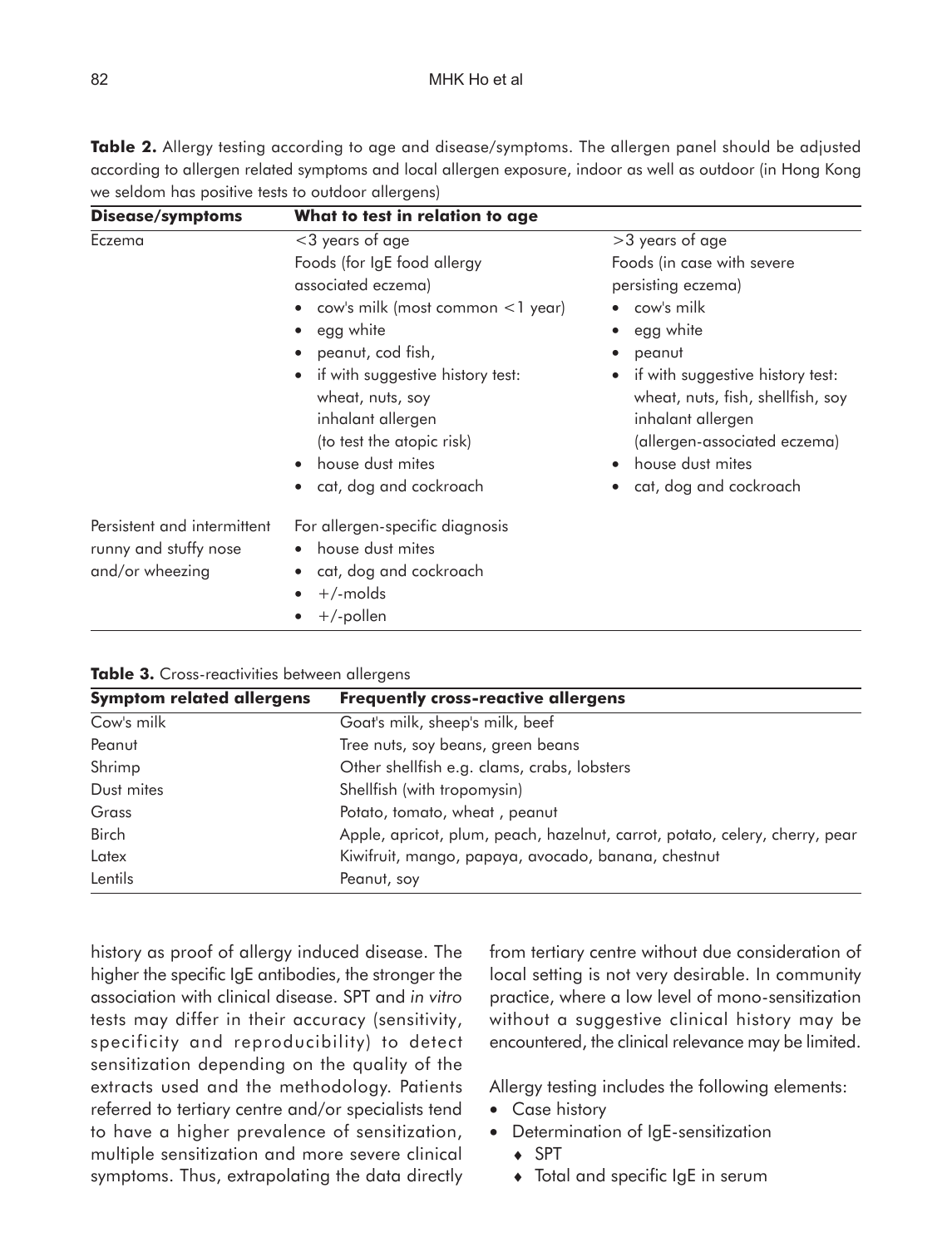**Table 2.** Allergy testing according to age and disease/symptoms. The allergen panel should be adjusted according to allergen related symptoms and local allergen exposure, indoor as well as outdoor (in Hong Kong we seldom has positive tests to outdoor allergens)

| Disease/symptoms | What to test in relation to age | |
|---|---|---|
| Eczema | <3 years of age<br>Foods (for IgE food allergy associated eczema)<br>• cow's milk (most common <1 year)<br>• egg white<br>• peanut, cod fish,<br>• if with suggestive history test: wheat, nuts, soy<br>inhalant allergen<br>(to test the atopic risk)<br>• house dust mites<br>• cat, dog and cockroach | >3 years of age<br>Foods (in case with severe persisting eczema)<br>• cow's milk<br>• egg white<br>• peanut<br>• if with suggestive history test: wheat, nuts, fish, shellfish, soy<br>inhalant allergen<br>(allergen-associated eczema)<br>• house dust mites<br>• cat, dog and cockroach |
| Persistent and intermittent runny and stuffy nose and/or wheezing | For allergen-specific diagnosis<br>• house dust mites<br>• cat, dog and cockroach<br>• +/-molds<br>• +/-pollen | |

**Table 3.** Cross-reactivities between allergens

| Symptom related allergens | Frequently cross-reactive allergens |
|---|---|
| Cow's milk | Goat's milk, sheep's milk, beef |
| Peanut | Tree nuts, soy beans, green beans |
| Shrimp | Other shellfish e.g. clams, crabs, lobsters |
| Dust mites | Shellfish (with tropomysin) |
| Grass | Potato, tomato, wheat , peanut |
| Birch | Apple, apricot, plum, peach, hazelnut, carrot, potato, celery, cherry, pear |
| Latex | Kiwifruit, mango, papaya, avocado, banana, chestnut |
| Lentils | Peanut, soy |

history as proof of allergy induced disease. The higher the specific IgE antibodies, the stronger the association with clinical disease. SPT and *in vitro* tests may differ in their accuracy (sensitivity, specificity and reproducibility) to detect sensitization depending on the quality of the extracts used and the methodology. Patients referred to tertiary centre and/or specialists tend to have a higher prevalence of sensitization, multiple sensitization and more severe clinical symptoms. Thus, extrapolating the data directly from tertiary centre without due consideration of local setting is not very desirable. In community practice, where a low level of mono-sensitization without a suggestive clinical history may be encountered, the clinical relevance may be limited.

Allergy testing includes the following elements:

- Case history
- Determination of IgE-sensitization
  - SPT
  - Total and specific IgE in serum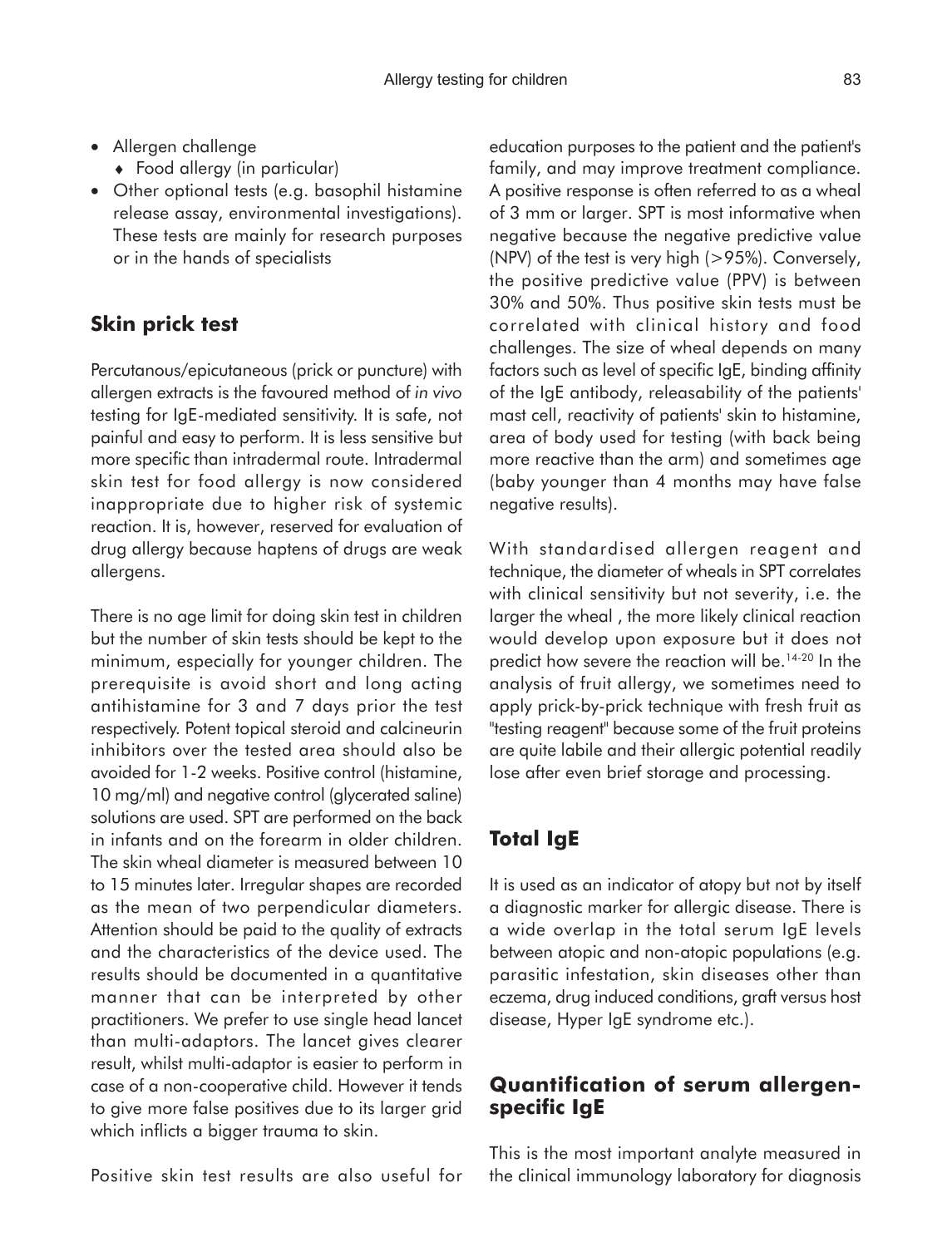- Allergen challenge
  - Food allergy (in particular)
- Other optional tests (e.g. basophil histamine release assay, environmental investigations). These tests are mainly for research purposes or in the hands of specialists

## Skin prick test

Percutanous/epicutaneous (prick or puncture) with allergen extracts is the favoured method of *in vivo* testing for IgE-mediated sensitivity. It is safe, not painful and easy to perform. It is less sensitive but more specific than intradermal route. Intradermal skin test for food allergy is now considered inappropriate due to higher risk of systemic reaction. It is, however, reserved for evaluation of drug allergy because haptens of drugs are weak allergens.

There is no age limit for doing skin test in children but the number of skin tests should be kept to the minimum, especially for younger children. The prerequisite is avoid short and long acting antihistamine for 3 and 7 days prior the test respectively. Potent topical steroid and calcineurin inhibitors over the tested area should also be avoided for 1-2 weeks. Positive control (histamine, 10 mg/ml) and negative control (glycerated saline) solutions are used. SPT are performed on the back in infants and on the forearm in older children. The skin wheal diameter is measured between 10 to 15 minutes later. Irregular shapes are recorded as the mean of two perpendicular diameters. Attention should be paid to the quality of extracts and the characteristics of the device used. The results should be documented in a quantitative manner that can be interpreted by other practitioners. We prefer to use single head lancet than multi-adaptors. The lancet gives clearer result, whilst multi-adaptor is easier to perform in case of a non-cooperative child. However it tends to give more false positives due to its larger grid which inflicts a bigger trauma to skin.

Positive skin test results are also useful for education purposes to the patient and the patient's family, and may improve treatment compliance. A positive response is often referred to as a wheal of 3 mm or larger. SPT is most informative when negative because the negative predictive value (NPV) of the test is very high (>95%). Conversely, the positive predictive value (PPV) is between 30% and 50%. Thus positive skin tests must be correlated with clinical history and food challenges. The size of wheal depends on many factors such as level of specific IgE, binding affinity of the IgE antibody, releasability of the patients' mast cell, reactivity of patients' skin to histamine, area of body used for testing (with back being more reactive than the arm) and sometimes age (baby younger than 4 months may have false negative results).

With standardised allergen reagent and technique, the diameter of wheals in SPT correlates with clinical sensitivity but not severity, i.e. the larger the wheal , the more likely clinical reaction would develop upon exposure but it does not predict how severe the reaction will be.[14-20] In the analysis of fruit allergy, we sometimes need to apply prick-by-prick technique with fresh fruit as "testing reagent" because some of the fruit proteins are quite labile and their allergic potential readily lose after even brief storage and processing.

## Total IgE

It is used as an indicator of atopy but not by itself a diagnostic marker for allergic disease. There is a wide overlap in the total serum IgE levels between atopic and non-atopic populations (e.g. parasitic infestation, skin diseases other than eczema, drug induced conditions, graft versus host disease, Hyper IgE syndrome etc.).

## Quantification of serum allergen-specific IgE

This is the most important analyte measured in the clinical immunology laboratory for diagnosis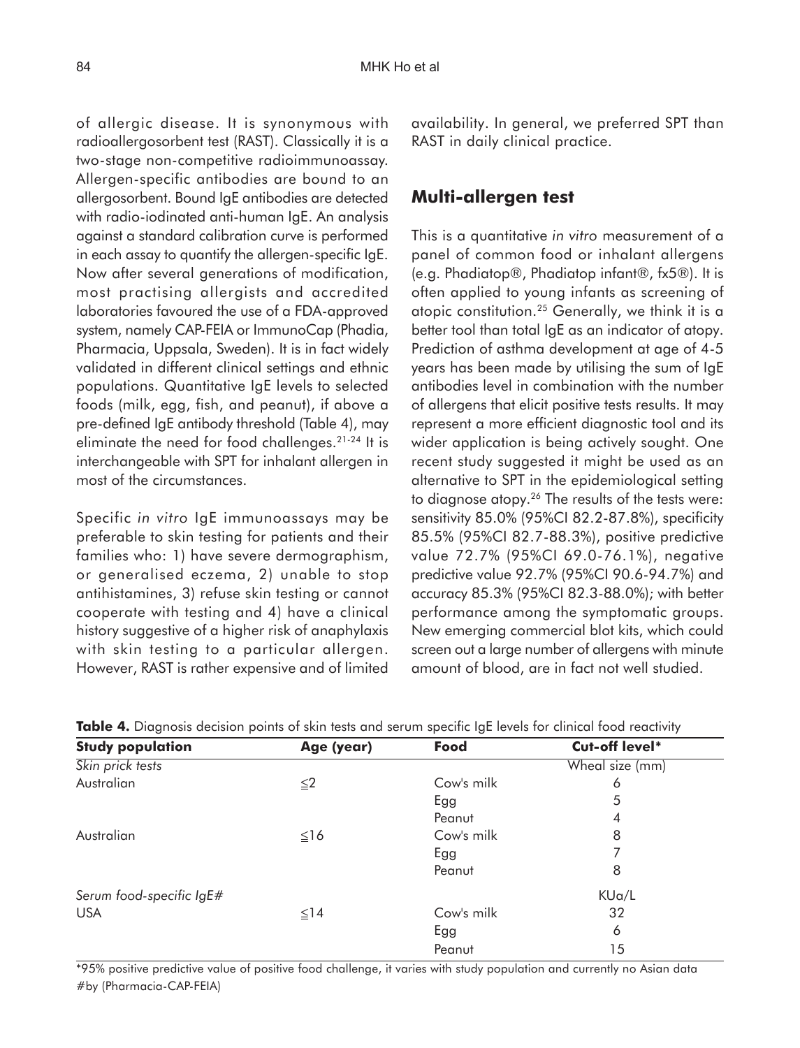of allergic disease. It is synonymous with radioallergosorbent test (RAST). Classically it is a two-stage non-competitive radioimmunoassay. Allergen-specific antibodies are bound to an allergosorbent. Bound IgE antibodies are detected with radio-iodinated anti-human IgE. An analysis against a standard calibration curve is performed in each assay to quantify the allergen-specific IgE. Now after several generations of modification, most practising allergists and accredited laboratories favoured the use of a FDA-approved system, namely CAP-FEIA or ImmunoCap (Phadia, Pharmacia, Uppsala, Sweden). It is in fact widely validated in different clinical settings and ethnic populations. Quantitative IgE levels to selected foods (milk, egg, fish, and peanut), if above a pre-defined IgE antibody threshold (Table 4), may eliminate the need for food challenges.[21-24] It is interchangeable with SPT for inhalant allergen in most of the circumstances.

Specific *in vitro* IgE immunoassays may be preferable to skin testing for patients and their families who: 1) have severe dermographism, or generalised eczema, 2) unable to stop antihistamines, 3) refuse skin testing or cannot cooperate with testing and 4) have a clinical history suggestive of a higher risk of anaphylaxis with skin testing to a particular allergen. However, RAST is rather expensive and of limited availability. In general, we preferred SPT than RAST in daily clinical practice.

## Multi-allergen test

This is a quantitative *in vitro* measurement of a panel of common food or inhalant allergens (e.g. Phadiatop®, Phadiatop infant®, fx5®). It is often applied to young infants as screening of atopic constitution.[25] Generally, we think it is a better tool than total IgE as an indicator of atopy. Prediction of asthma development at age of 4-5 years has been made by utilising the sum of IgE antibodies level in combination with the number of allergens that elicit positive tests results. It may represent a more efficient diagnostic tool and its wider application is being actively sought. One recent study suggested it might be used as an alternative to SPT in the epidemiological setting to diagnose atopy.[26] The results of the tests were: sensitivity 85.0% (95%CI 82.2-87.8%), specificity 85.5% (95%CI 82.7-88.3%), positive predictive value 72.7% (95%CI 69.0-76.1%), negative predictive value 92.7% (95%CI 90.6-94.7%) and accuracy 85.3% (95%CI 82.3-88.0%); with better performance among the symptomatic groups. New emerging commercial blot kits, which could screen out a large number of allergens with minute amount of blood, are in fact not well studied.

**Table 4.** Diagnosis decision points of skin tests and serum specific IgE levels for clinical food reactivity

| Study population | Age (year) | Food | Cut-off level* |
|---|---|---|---|
| *Skin prick tests* | | | Wheal size (mm) |
| Australian | ≦2 | Cow's milk | 6 |
| | | Egg | 5 |
| | | Peanut | 4 |
| Australian | ≦16 | Cow's milk | 8 |
| | | Egg | 7 |
| | | Peanut | 8 |
| *Serum food-specific IgE#* | | | KUa/L |
| USA | ≦14 | Cow's milk | 32 |
| | | Egg | 6 |
| | | Peanut | 15 |

*95% positive predictive value of positive food challenge, it varies with study population and currently no Asian data
#by (Pharmacia-CAP-FEIA)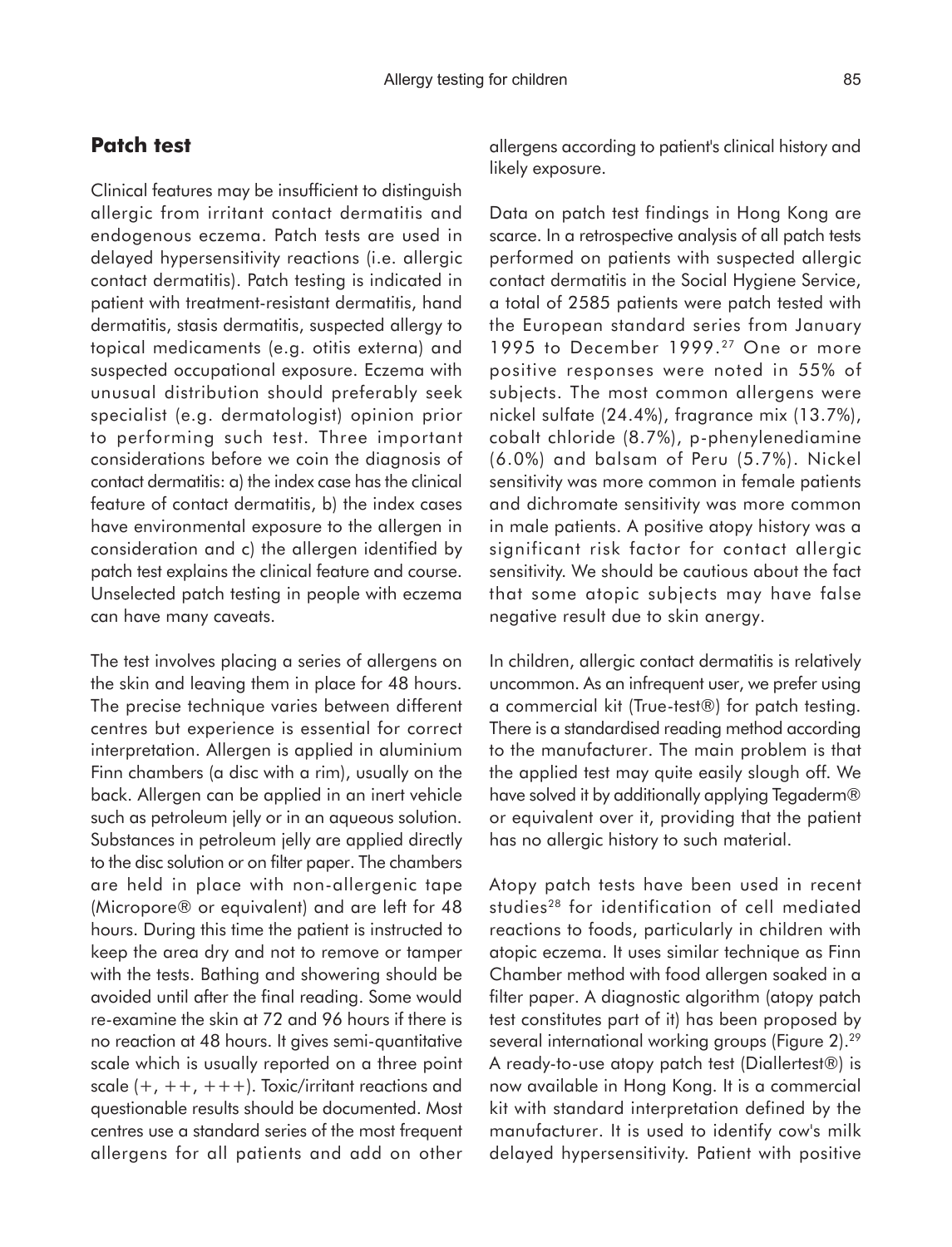## Patch test

Clinical features may be insufficient to distinguish allergic from irritant contact dermatitis and endogenous eczema. Patch tests are used in delayed hypersensitivity reactions (i.e. allergic contact dermatitis). Patch testing is indicated in patient with treatment-resistant dermatitis, hand dermatitis, stasis dermatitis, suspected allergy to topical medicaments (e.g. otitis externa) and suspected occupational exposure. Eczema with unusual distribution should preferably seek specialist (e.g. dermatologist) opinion prior to performing such test. Three important considerations before we coin the diagnosis of contact dermatitis: a) the index case has the clinical feature of contact dermatitis, b) the index cases have environmental exposure to the allergen in consideration and c) the allergen identified by patch test explains the clinical feature and course. Unselected patch testing in people with eczema can have many caveats.

The test involves placing a series of allergens on the skin and leaving them in place for 48 hours. The precise technique varies between different centres but experience is essential for correct interpretation. Allergen is applied in aluminium Finn chambers (a disc with a rim), usually on the back. Allergen can be applied in an inert vehicle such as petroleum jelly or in an aqueous solution. Substances in petroleum jelly are applied directly to the disc solution or on filter paper. The chambers are held in place with non-allergenic tape (Micropore® or equivalent) and are left for 48 hours. During this time the patient is instructed to keep the area dry and not to remove or tamper with the tests. Bathing and showering should be avoided until after the final reading. Some would re-examine the skin at 72 and 96 hours if there is no reaction at 48 hours. It gives semi-quantitative scale which is usually reported on a three point scale (+, ++, +++). Toxic/irritant reactions and questionable results should be documented. Most centres use a standard series of the most frequent allergens for all patients and add on other allergens according to patient's clinical history and likely exposure.

Data on patch test findings in Hong Kong are scarce. In a retrospective analysis of all patch tests performed on patients with suspected allergic contact dermatitis in the Social Hygiene Service, a total of 2585 patients were patch tested with the European standard series from January 1995 to December 1999.[27] One or more positive responses were noted in 55% of subjects. The most common allergens were nickel sulfate (24.4%), fragrance mix (13.7%), cobalt chloride (8.7%), p-phenylenediamine (6.0%) and balsam of Peru (5.7%). Nickel sensitivity was more common in female patients and dichromate sensitivity was more common in male patients. A positive atopy history was a significant risk factor for contact allergic sensitivity. We should be cautious about the fact that some atopic subjects may have false negative result due to skin anergy.

In children, allergic contact dermatitis is relatively uncommon. As an infrequent user, we prefer using a commercial kit (True-test®) for patch testing. There is a standardised reading method according to the manufacturer. The main problem is that the applied test may quite easily slough off. We have solved it by additionally applying Tegaderm® or equivalent over it, providing that the patient has no allergic history to such material.

Atopy patch tests have been used in recent studies[28] for identification of cell mediated reactions to foods, particularly in children with atopic eczema. It uses similar technique as Finn Chamber method with food allergen soaked in a filter paper. A diagnostic algorithm (atopy patch test constitutes part of it) has been proposed by several international working groups (Figure 2).[29] A ready-to-use atopy patch test (Diallertest®) is now available in Hong Kong. It is a commercial kit with standard interpretation defined by the manufacturer. It is used to identify cow's milk delayed hypersensitivity. Patient with positive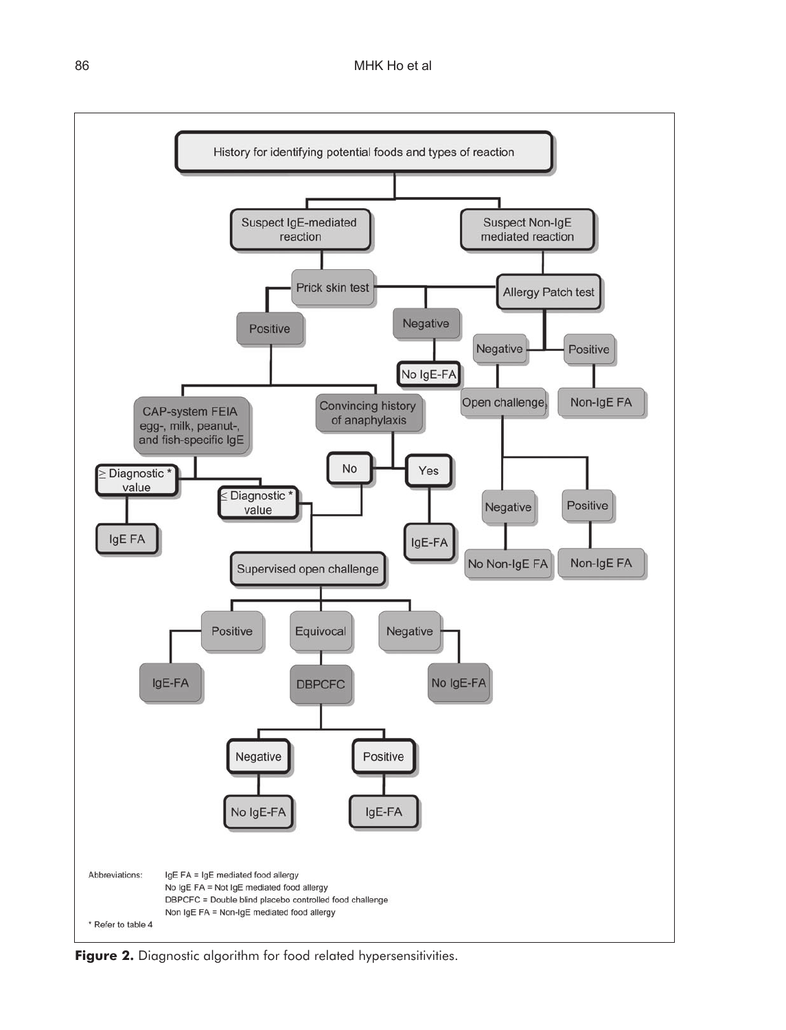- History for identifying potential foods and types of reaction
  - Suspect IgE-mediated reaction
    - Prick skin test
      - Positive
        - CAP-system FEIA egg-, milk, peanut-, and fish-specific IgE
          - ≥ Diagnostic * value
            - IgE FA
          - ≤ Diagnostic * value
            - Supervised open challenge
        - Convincing history of anaphylaxis
          - No
            - Supervised open challenge
          - Yes
            - IgE-FA
      - Negative
        - No IgE-FA
  - Suspect Non-IgE mediated reaction
    - Allergy Patch test
      - Negative
        - Open challenge
          - Negative
            - No Non-IgE FA
          - Positive
            - Non-IgE FA
      - Positive
        - Non-IgE FA

- Supervised open challenge
  - Positive
    - IgE-FA
  - Equivocal
    - DBPCFC
      - Negative
        - No IgE-FA
      - Positive
        - IgE-FA
  - Negative
    - No IgE-FA

Abbreviations:

IgE FA = IgE mediated food allergy
No IgE FA = Not IgE mediated food allergy
DBPCFC = Double blind placebo controlled food challenge
Non IgE FA = Non-IgE mediated food allergy

* Refer to table 4

**Figure 2.** Diagnostic algorithm for food related hypersensitivities.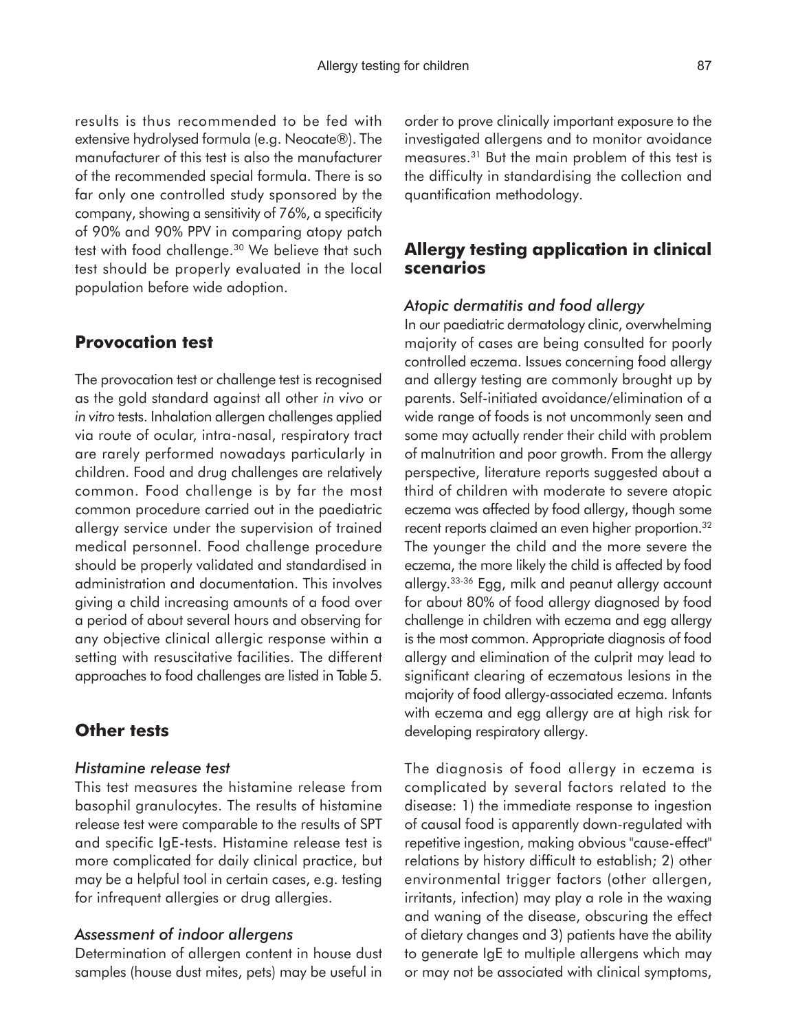results is thus recommended to be fed with extensive hydrolysed formula (e.g. Neocate®). The manufacturer of this test is also the manufacturer of the recommended special formula. There is so far only one controlled study sponsored by the company, showing a sensitivity of 76%, a specificity of 90% and 90% PPV in comparing atopy patch test with food challenge.[30] We believe that such test should be properly evaluated in the local population before wide adoption.

## Provocation test

The provocation test or challenge test is recognised as the gold standard against all other *in vivo* or *in vitro* tests. Inhalation allergen challenges applied via route of ocular, intra-nasal, respiratory tract are rarely performed nowadays particularly in children. Food and drug challenges are relatively common. Food challenge is by far the most common procedure carried out in the paediatric allergy service under the supervision of trained medical personnel. Food challenge procedure should be properly validated and standardised in administration and documentation. This involves giving a child increasing amounts of a food over a period of about several hours and observing for any objective clinical allergic response within a setting with resuscitative facilities. The different approaches to food challenges are listed in Table 5.

## Other tests

### *Histamine release test*

This test measures the histamine release from basophil granulocytes. The results of histamine release test were comparable to the results of SPT and specific IgE-tests. Histamine release test is more complicated for daily clinical practice, but may be a helpful tool in certain cases, e.g. testing for infrequent allergies or drug allergies.

### *Assessment of indoor allergens*

Determination of allergen content in house dust samples (house dust mites, pets) may be useful in order to prove clinically important exposure to the investigated allergens and to monitor avoidance measures.[31] But the main problem of this test is the difficulty in standardising the collection and quantification methodology.

## Allergy testing application in clinical scenarios

### *Atopic dermatitis and food allergy*

In our paediatric dermatology clinic, overwhelming majority of cases are being consulted for poorly controlled eczema. Issues concerning food allergy and allergy testing are commonly brought up by parents. Self-initiated avoidance/elimination of a wide range of foods is not uncommonly seen and some may actually render their child with problem of malnutrition and poor growth. From the allergy perspective, literature reports suggested about a third of children with moderate to severe atopic eczema was affected by food allergy, though some recent reports claimed an even higher proportion.[32] The younger the child and the more severe the eczema, the more likely the child is affected by food allergy.[33-36] Egg, milk and peanut allergy account for about 80% of food allergy diagnosed by food challenge in children with eczema and egg allergy is the most common. Appropriate diagnosis of food allergy and elimination of the culprit may lead to significant clearing of eczematous lesions in the majority of food allergy-associated eczema. Infants with eczema and egg allergy are at high risk for developing respiratory allergy.

The diagnosis of food allergy in eczema is complicated by several factors related to the disease: 1) the immediate response to ingestion of causal food is apparently down-regulated with repetitive ingestion, making obvious "cause-effect" relations by history difficult to establish; 2) other environmental trigger factors (other allergen, irritants, infection) may play a role in the waxing and waning of the disease, obscuring the effect of dietary changes and 3) patients have the ability to generate IgE to multiple allergens which may or may not be associated with clinical symptoms,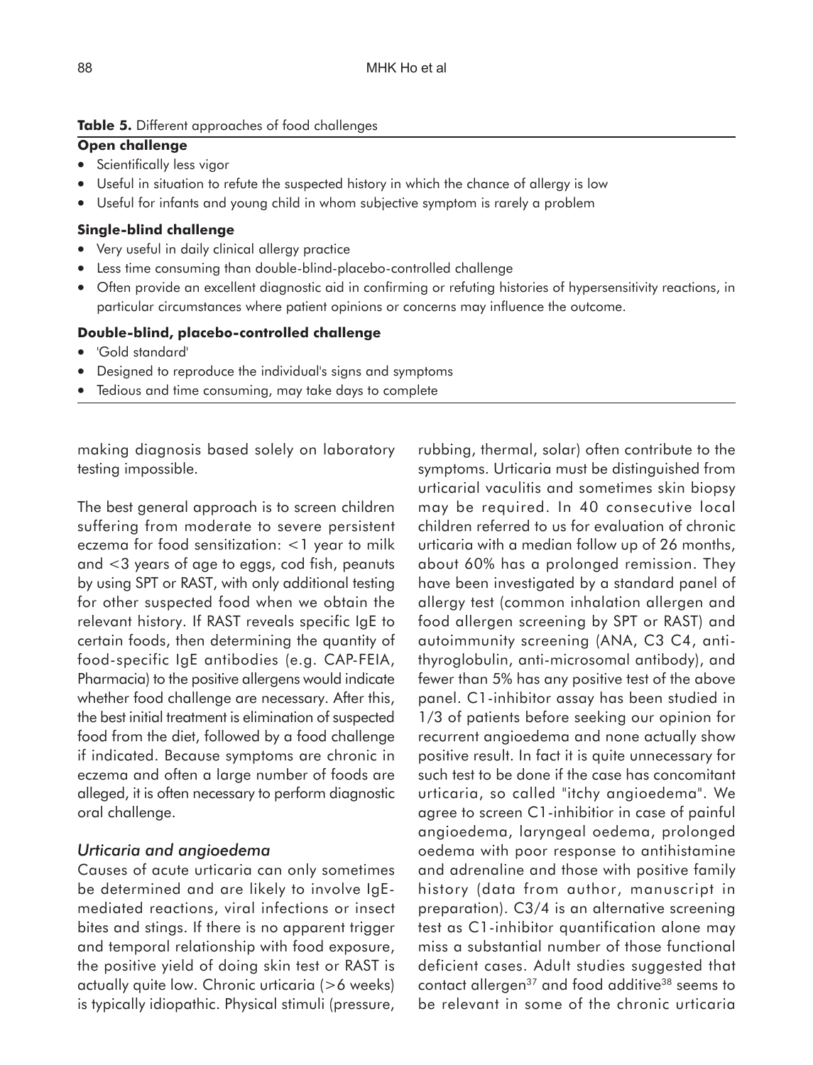**Table 5.** Different approaches of food challenges

**Open challenge**

- Scientifically less vigor
- Useful in situation to refute the suspected history in which the chance of allergy is low
- Useful for infants and young child in whom subjective symptom is rarely a problem

**Single-blind challenge**

- Very useful in daily clinical allergy practice
- Less time consuming than double-blind-placebo-controlled challenge
- Often provide an excellent diagnostic aid in confirming or refuting histories of hypersensitivity reactions, in particular circumstances where patient opinions or concerns may influence the outcome.

**Double-blind, placebo-controlled challenge**

- 'Gold standard'
- Designed to reproduce the individual's signs and symptoms
- Tedious and time consuming, may take days to complete

making diagnosis based solely on laboratory testing impossible.

The best general approach is to screen children suffering from moderate to severe persistent eczema for food sensitization: <1 year to milk and <3 years of age to eggs, cod fish, peanuts by using SPT or RAST, with only additional testing for other suspected food when we obtain the relevant history. If RAST reveals specific IgE to certain foods, then determining the quantity of food-specific IgE antibodies (e.g. CAP-FEIA, Pharmacia) to the positive allergens would indicate whether food challenge are necessary. After this, the best initial treatment is elimination of suspected food from the diet, followed by a food challenge if indicated. Because symptoms are chronic in eczema and often a large number of foods are alleged, it is often necessary to perform diagnostic oral challenge.

### *Urticaria and angioedema*

Causes of acute urticaria can only sometimes be determined and are likely to involve IgE-mediated reactions, viral infections or insect bites and stings. If there is no apparent trigger and temporal relationship with food exposure, the positive yield of doing skin test or RAST is actually quite low. Chronic urticaria (>6 weeks) is typically idiopathic. Physical stimuli (pressure, rubbing, thermal, solar) often contribute to the symptoms. Urticaria must be distinguished from urticarial vaculitis and sometimes skin biopsy may be required. In 40 consecutive local children referred to us for evaluation of chronic urticaria with a median follow up of 26 months, about 60% has a prolonged remission. They have been investigated by a standard panel of allergy test (common inhalation allergen and food allergen screening by SPT or RAST) and autoimmunity screening (ANA, C3 C4, anti-thyroglobulin, anti-microsomal antibody), and fewer than 5% has any positive test of the above panel. C1-inhibitor assay has been studied in 1/3 of patients before seeking our opinion for recurrent angioedema and none actually show positive result. In fact it is quite unnecessary for such test to be done if the case has concomitant urticaria, so called "itchy angioedema". We agree to screen C1-inhibitior in case of painful angioedema, laryngeal oedema, prolonged oedema with poor response to antihistamine and adrenaline and those with positive family history (data from author, manuscript in preparation). C3/4 is an alternative screening test as C1-inhibitor quantification alone may miss a substantial number of those functional deficient cases. Adult studies suggested that contact allergen[37] and food additive[38] seems to be relevant in some of the chronic urticaria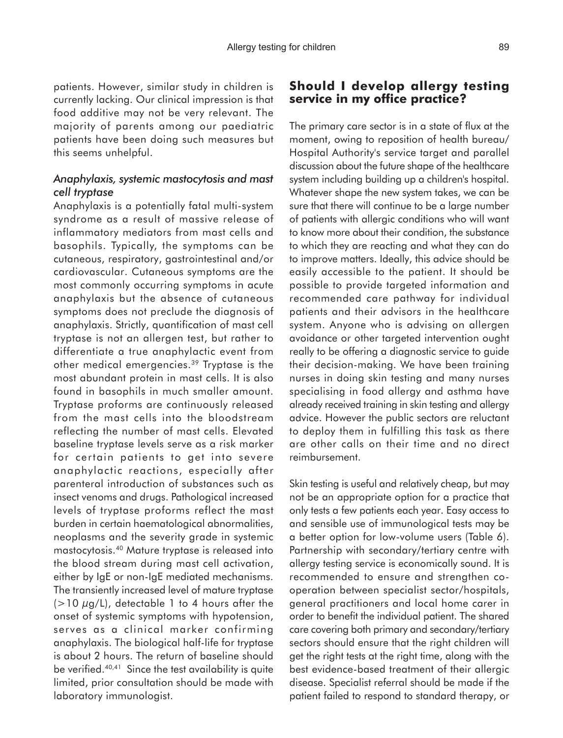patients. However, similar study in children is currently lacking. Our clinical impression is that food additive may not be very relevant. The majority of parents among our paediatric patients have been doing such measures but this seems unhelpful.

### *Anaphylaxis, systemic mastocytosis and mast cell tryptase*

Anaphylaxis is a potentially fatal multi-system syndrome as a result of massive release of inflammatory mediators from mast cells and basophils. Typically, the symptoms can be cutaneous, respiratory, gastrointestinal and/or cardiovascular. Cutaneous symptoms are the most commonly occurring symptoms in acute anaphylaxis but the absence of cutaneous symptoms does not preclude the diagnosis of anaphylaxis. Strictly, quantification of mast cell tryptase is not an allergen test, but rather to differentiate a true anaphylactic event from other medical emergencies.[39] Tryptase is the most abundant protein in mast cells. It is also found in basophils in much smaller amount. Tryptase proforms are continuously released from the mast cells into the bloodstream reflecting the number of mast cells. Elevated baseline tryptase levels serve as a risk marker for certain patients to get into severe anaphylactic reactions, especially after parenteral introduction of substances such as insect venoms and drugs. Pathological increased levels of tryptase proforms reflect the mast burden in certain haematological abnormalities, neoplasms and the severity grade in systemic mastocytosis.[40] Mature tryptase is released into the blood stream during mast cell activation, either by IgE or non-IgE mediated mechanisms. The transiently increased level of mature tryptase ($>10\ \mu g/L$), detectable 1 to 4 hours after the onset of systemic symptoms with hypotension, serves as a clinical marker confirming anaphylaxis. The biological half-life for tryptase is about 2 hours. The return of baseline should be verified.[40,41] Since the test availability is quite limited, prior consultation should be made with laboratory immunologist.

## Should I develop allergy testing service in my office practice?

The primary care sector is in a state of flux at the moment, owing to reposition of health bureau/ Hospital Authority's service target and parallel discussion about the future shape of the healthcare system including building up a children's hospital. Whatever shape the new system takes, we can be sure that there will continue to be a large number of patients with allergic conditions who will want to know more about their condition, the substance to which they are reacting and what they can do to improve matters. Ideally, this advice should be easily accessible to the patient. It should be possible to provide targeted information and recommended care pathway for individual patients and their advisors in the healthcare system. Anyone who is advising on allergen avoidance or other targeted intervention ought really to be offering a diagnostic service to guide their decision-making. We have been training nurses in doing skin testing and many nurses specialising in food allergy and asthma have already received training in skin testing and allergy advice. However the public sectors are reluctant to deploy them in fulfilling this task as there are other calls on their time and no direct reimbursement.

Skin testing is useful and relatively cheap, but may not be an appropriate option for a practice that only tests a few patients each year. Easy access to and sensible use of immunological tests may be a better option for low-volume users (Table 6). Partnership with secondary/tertiary centre with allergy testing service is economically sound. It is recommended to ensure and strengthen co-operation between specialist sector/hospitals, general practitioners and local home carer in order to benefit the individual patient. The shared care covering both primary and secondary/tertiary sectors should ensure that the right children will get the right tests at the right time, along with the best evidence-based treatment of their allergic disease. Specialist referral should be made if the patient failed to respond to standard therapy, or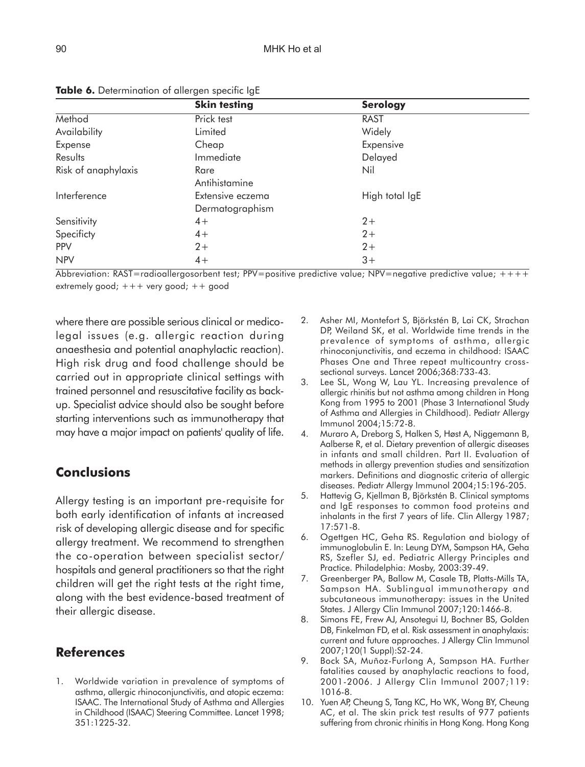**Table 6.** Determination of allergen specific IgE

| | Skin testing | Serology |
|---|---|---|
| Method | Prick test | RAST |
| Availability | Limited | Widely |
| Expense | Cheap | Expensive |
| Results | Immediate | Delayed |
| Risk of anaphylaxis | Rare | Nil |
| Interference | Antihistamine<br>Extensive eczema<br>Dermatographism | High total IgE |
| Sensitivity | 4+ | 2+ |
| Specificty | 4+ | 2+ |
| PPV | 2+ | 2+ |
| NPV | 4+ | 3+ |

Abbreviation: RAST=radioallergosorbent test; PPV=positive predictive value; NPV=negative predictive value; ++++ extremely good; +++ very good; ++ good

where there are possible serious clinical or medico-legal issues (e.g. allergic reaction during anaesthesia and potential anaphylactic reaction). High risk drug and food challenge should be carried out in appropriate clinical settings with trained personnel and resuscitative facility as back-up. Specialist advice should also be sought before starting interventions such as immunotherapy that may have a major impact on patients' quality of life.

## Conclusions

Allergy testing is an important pre-requisite for both early identification of infants at increased risk of developing allergic disease and for specific allergy treatment. We recommend to strengthen the co-operation between specialist sector/hospitals and general practitioners so that the right children will get the right tests at the right time, along with the best evidence-based treatment of their allergic disease.

## References

1. Worldwide variation in prevalence of symptoms of asthma, allergic rhinoconjunctivitis, and atopic eczema: ISAAC. The International Study of Asthma and Allergies in Childhood (ISAAC) Steering Committee. Lancet 1998; 351:1225-32.
2. Asher MI, Montefort S, Björkstén B, Lai CK, Strachan DP, Weiland SK, et al. Worldwide time trends in the prevalence of symptoms of asthma, allergic rhinoconjunctivitis, and eczema in childhood: ISAAC Phases One and Three repeat multicountry cross-sectional surveys. Lancet 2006;368:733-43.
3. Lee SL, Wong W, Lau YL. Increasing prevalence of allergic rhinitis but not asthma among children in Hong Kong from 1995 to 2001 (Phase 3 International Study of Asthma and Allergies in Childhood). Pediatr Allergy Immunol 2004;15:72-8.
4. Muraro A, Dreborg S, Halken S, Høst A, Niggemann B, Aalberse R, et al. Dietary prevention of allergic diseases in infants and small children. Part II. Evaluation of methods in allergy prevention studies and sensitization markers. Definitions and diagnostic criteria of allergic diseases. Pediatr Allergy Immunol 2004;15:196-205.
5. Hattevig G, Kjellman B, Björkstén B. Clinical symptoms and IgE responses to common food proteins and inhalants in the first 7 years of life. Clin Allergy 1987; 17:571-8.
6. Ogettgen HC, Geha RS. Regulation and biology of immunoglobulin E. In: Leung DYM, Sampson HA, Geha RS, Szefler SJ, ed. Pediatric Allergy Principles and Practice. Philadelphia: Mosby, 2003:39-49.
7. Greenberger PA, Ballow M, Casale TB, Platts-Mills TA, Sampson HA. Sublingual immunotherapy and subcutaneous immunotherapy: issues in the United States. J Allergy Clin Immunol 2007;120:1466-8.
8. Simons FE, Frew AJ, Ansotegui IJ, Bochner BS, Golden DB, Finkelman FD, et al. Risk assessment in anaphylaxis: current and future approaches. J Allergy Clin Immunol 2007;120(1 Suppl):S2-24.
9. Bock SA, Muñoz-Furlong A, Sampson HA. Further fatalities caused by anaphylactic reactions to food, 2001-2006. J Allergy Clin Immunol 2007;119: 1016-8.
10. Yuen AP, Cheung S, Tang KC, Ho WK, Wong BY, Cheung AC, et al. The skin prick test results of 977 patients suffering from chronic rhinitis in Hong Kong. Hong Kong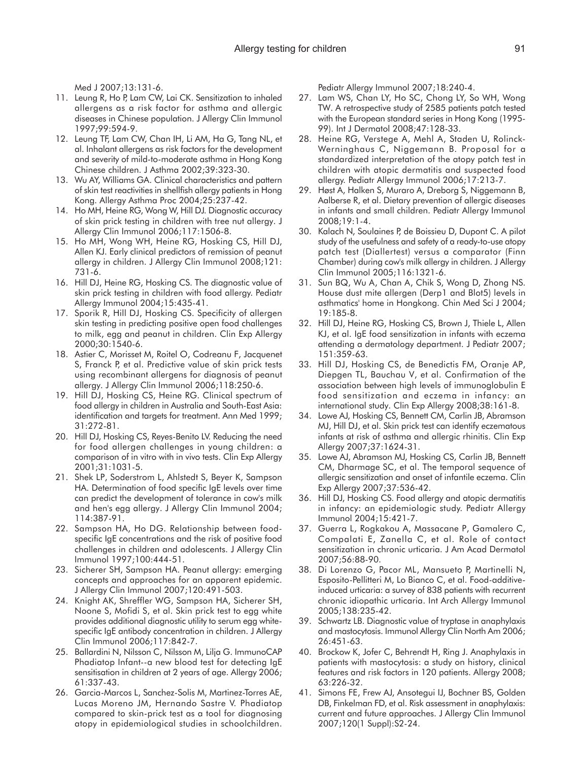Med J 2007;13:131-6.

11. Leung R, Ho P, Lam CW, Lai CK. Sensitization to inhaled allergens as a risk factor for asthma and allergic diseases in Chinese population. J Allergy Clin Immunol 1997;99:594-9.
12. Leung TF, Lam CW, Chan IH, Li AM, Ha G, Tang NL, et al. Inhalant allergens as risk factors for the development and severity of mild-to-moderate asthma in Hong Kong Chinese children. J Asthma 2002;39:323-30.
13. Wu AY, Williams GA. Clinical characteristics and pattern of skin test reactivities in shellfish allergy patients in Hong Kong. Allergy Asthma Proc 2004;25:237-42.
14. Ho MH, Heine RG, Wong W, Hill DJ. Diagnostic accuracy of skin prick testing in children with tree nut allergy. J Allergy Clin Immunol 2006;117:1506-8.
15. Ho MH, Wong WH, Heine RG, Hosking CS, Hill DJ, Allen KJ. Early clinical predictors of remission of peanut allergy in children. J Allergy Clin Immunol 2008;121: 731-6.
16. Hill DJ, Heine RG, Hosking CS. The diagnostic value of skin prick testing in children with food allergy. Pediatr Allergy Immunol 2004;15:435-41.
17. Sporik R, Hill DJ, Hosking CS. Specificity of allergen skin testing in predicting positive open food challenges to milk, egg and peanut in children. Clin Exp Allergy 2000;30:1540-6.
18. Astier C, Morisset M, Roitel O, Codreanu F, Jacquenet S, Franck P, et al. Predictive value of skin prick tests using recombinant allergens for diagnosis of peanut allergy. J Allergy Clin Immunol 2006;118:250-6.
19. Hill DJ, Hosking CS, Heine RG. Clinical spectrum of food allergy in children in Australia and South-East Asia: identification and targets for treatment. Ann Med 1999; 31:272-81.
20. Hill DJ, Hosking CS, Reyes-Benito LV. Reducing the need for food allergen challenges in young children: a comparison of in vitro with in vivo tests. Clin Exp Allergy 2001;31:1031-5.
21. Shek LP, Soderstrom L, Ahlstedt S, Beyer K, Sampson HA. Determination of food specific IgE levels over time can predict the development of tolerance in cow's milk and hen's egg allergy. J Allergy Clin Immunol 2004; 114:387-91.
22. Sampson HA, Ho DG. Relationship between food-specific IgE concentrations and the risk of positive food challenges in children and adolescents. J Allergy Clin Immunol 1997;100:444-51.
23. Sicherer SH, Sampson HA. Peanut allergy: emerging concepts and approaches for an apparent epidemic. J Allergy Clin Immunol 2007;120:491-503.
24. Knight AK, Shreffler WG, Sampson HA, Sicherer SH, Noone S, Mofidi S, et al. Skin prick test to egg white provides additional diagnostic utility to serum egg white-specific IgE antibody concentration in children. J Allergy Clin Immunol 2006;117:842-7.
25. Ballardini N, Nilsson C, Nilsson M, Lilja G. ImmunoCAP Phadiatop Infant--a new blood test for detecting IgE sensitisation in children at 2 years of age. Allergy 2006; 61:337-43.
26. Garcia-Marcos L, Sanchez-Solis M, Martinez-Torres AE, Lucas Moreno JM, Hernando Sastre V. Phadiatop compared to skin-prick test as a tool for diagnosing atopy in epidemiological studies in schoolchildren. Pediatr Allergy Immunol 2007;18:240-4.
27. Lam WS, Chan LY, Ho SC, Chong LY, So WH, Wong TW. A retrospective study of 2585 patients patch tested with the European standard series in Hong Kong (1995-99). Int J Dermatol 2008;47:128-33.
28. Heine RG, Verstege A, Mehl A, Staden U, Rolinck-Werninghaus C, Niggemann B. Proposal for a standardized interpretation of the atopy patch test in children with atopic dermatitis and suspected food allergy. Pediatr Allergy Immunol 2006;17:213-7.
29. Høst A, Halken S, Muraro A, Dreborg S, Niggemann B, Aalberse R, et al. Dietary prevention of allergic diseases in infants and small children. Pediatr Allergy Immunol 2008;19:1-4.
30. Kalach N, Soulaines P, de Boissieu D, Dupont C. A pilot study of the usefulness and safety of a ready-to-use atopy patch test (Diallertest) versus a comparator (Finn Chamber) during cow's milk allergy in children. J Allergy Clin Immunol 2005;116:1321-6.
31. Sun BQ, Wu A, Chan A, Chik S, Wong D, Zhong NS. House dust mite allergen (Derp1 and Blot5) levels in asthmatics' home in Hongkong. Chin Med Sci J 2004; 19:185-8.
32. Hill DJ, Heine RG, Hosking CS, Brown J, Thiele L, Allen KJ, et al. IgE food sensitization in infants with eczema attending a dermatology department. J Pediatr 2007; 151:359-63.
33. Hill DJ, Hosking CS, de Benedictis FM, Oranje AP, Diepgen TL, Bauchau V, et al. Confirmation of the association between high levels of immunoglobulin E food sensitization and eczema in infancy: an international study. Clin Exp Allergy 2008;38:161-8.
34. Lowe AJ, Hosking CS, Bennett CM, Carlin JB, Abramson MJ, Hill DJ, et al. Skin prick test can identify eczematous infants at risk of asthma and allergic rhinitis. Clin Exp Allergy 2007;37:1624-31.
35. Lowe AJ, Abramson MJ, Hosking CS, Carlin JB, Bennett CM, Dharmage SC, et al. The temporal sequence of allergic sensitization and onset of infantile eczema. Clin Exp Allergy 2007;37:536-42.
36. Hill DJ, Hosking CS. Food allergy and atopic dermatitis in infancy: an epidemiologic study. Pediatr Allergy Immunol 2004;15:421-7.
37. Guerra L, Rogkakou A, Massacane P, Gamalero C, Compalati E, Zanella C, et al. Role of contact sensitization in chronic urticaria. J Am Acad Dermatol 2007;56:88-90.
38. Di Lorenzo G, Pacor ML, Mansueto P, Martinelli N, Esposito-Pellitteri M, Lo Bianco C, et al. Food-additive-induced urticaria: a survey of 838 patients with recurrent chronic idiopathic urticaria. Int Arch Allergy Immunol 2005;138:235-42.
39. Schwartz LB. Diagnostic value of tryptase in anaphylaxis and mastocytosis. Immunol Allergy Clin North Am 2006; 26:451-63.
40. Brockow K, Jofer C, Behrendt H, Ring J. Anaphylaxis in patients with mastocytosis: a study on history, clinical features and risk factors in 120 patients. Allergy 2008; 63:226-32.
41. Simons FE, Frew AJ, Ansotegui IJ, Bochner BS, Golden DB, Finkelman FD, et al. Risk assessment in anaphylaxis: current and future approaches. J Allergy Clin Immunol 2007;120(1 Suppl):S2-24.